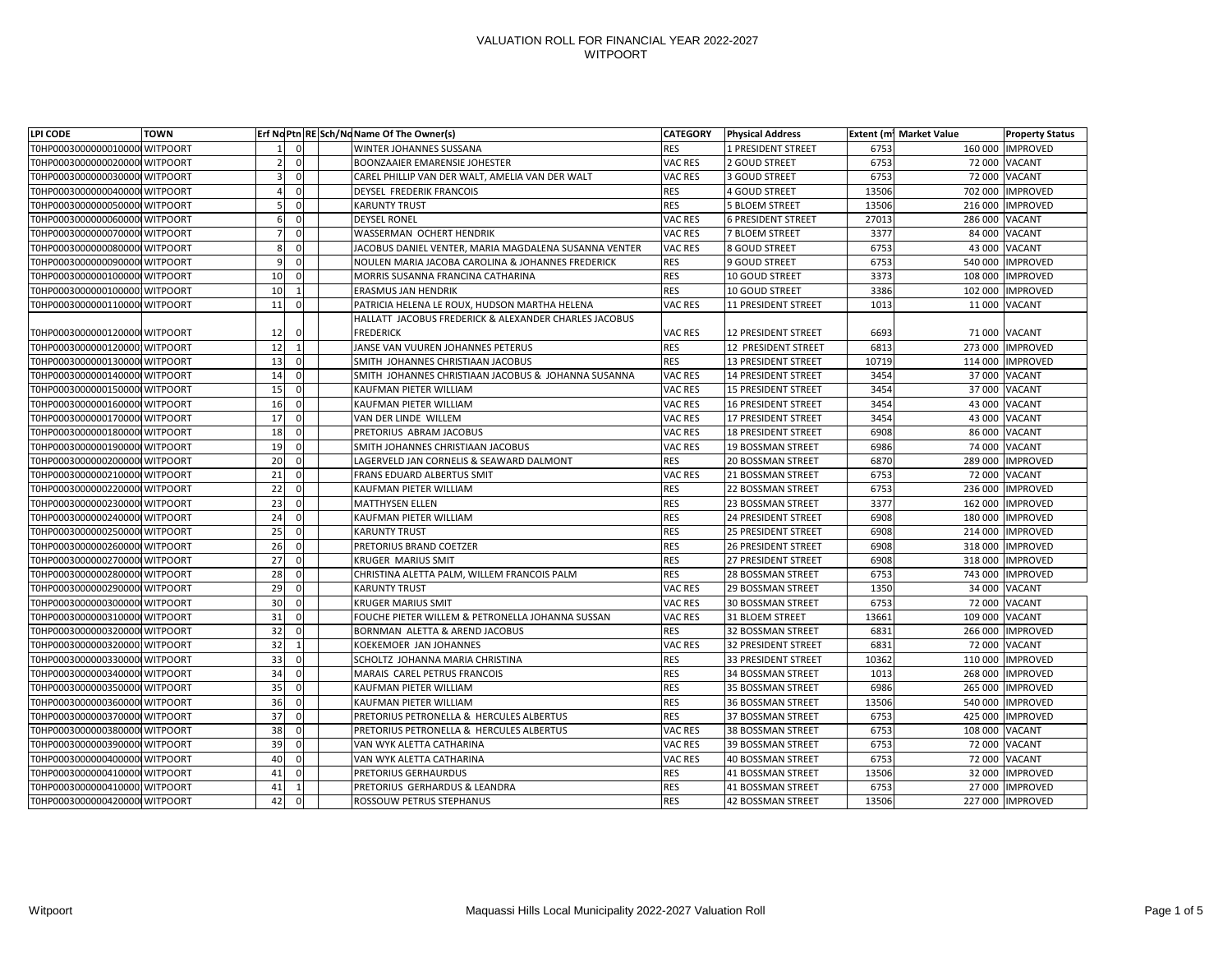# VALUATION ROLL FOR FINANCIAL YEAR 2022-2027
## WITPOORT

| LPI CODE | TOWN | Erf No | Ptn | RE | Sch/No | Name Of The Owner(s) | CATEGORY | Physical Address | Extent (m | Market Value | Property Status |
|---|---|---|---|---|---|---|---|---|---|---|---|
| T0HP00030000000100000 | WITPOORT | 1 | 0 | | | WINTER JOHANNES SUSSANA | RES | 1 PRESIDENT STREET | 6753 | 160 000 | IMPROVED |
| T0HP00030000000200000 | WITPOORT | 2 | 0 | | | BOONZAAIER EMARENSIE JOHESTER | VAC RES | 2 GOUD STREET | 6753 | 72 000 | VACANT |
| T0HP00030000000300000 | WITPOORT | 3 | 0 | | | CAREL PHILLIP VAN DER WALT, AMELIA VAN DER WALT | VAC RES | 3 GOUD STREET | 6753 | 72 000 | VACANT |
| T0HP00030000000400000 | WITPOORT | 4 | 0 | | | DEYSEL FREDERIK FRANCOIS | RES | 4 GOUD STREET | 13506 | 702 000 | IMPROVED |
| T0HP00030000000500000 | WITPOORT | 5 | 0 | | | KARUNTY TRUST | RES | 5 BLOEM STREET | 13506 | 216 000 | IMPROVED |
| T0HP00030000000600000 | WITPOORT | 6 | 0 | | | DEYSEL RONEL | VAC RES | 6 PRESIDENT STREET | 27013 | 286 000 | VACANT |
| T0HP00030000000700000 | WITPOORT | 7 | 0 | | | WASSERMAN OCHERT HENDRIK | VAC RES | 7 BLOEM STREET | 3377 | 84 000 | VACANT |
| T0HP00030000000800000 | WITPOORT | 8 | 0 | | | JACOBUS DANIEL VENTER, MARIA MAGDALENA SUSANNA VENTER | VAC RES | 8 GOUD STREET | 6753 | 43 000 | VACANT |
| T0HP00030000000900000 | WITPOORT | 9 | 0 | | | NOULEN MARIA JACOBA CAROLINA & JOHANNES FREDERICK | RES | 9 GOUD STREET | 6753 | 540 000 | IMPROVED |
| T0HP00030000001000000 | WITPOORT | 10 | 0 | | | MORRIS SUSANNA FRANCINA CATHARINA | RES | 10 GOUD STREET | 3373 | 108 000 | IMPROVED |
| T0HP00030000001000001 | WITPOORT | 10 | 1 | | | ERASMUS JAN HENDRIK | RES | 10 GOUD STREET | 3386 | 102 000 | IMPROVED |
| T0HP00030000001100000 | WITPOORT | 11 | 0 | | | PATRICIA HELENA LE ROUX, HUDSON MARTHA HELENA | VAC RES | 11 PRESIDENT STREET | 1013 | 11 000 | VACANT |
| T0HP00030000001200000 | WITPOORT | 12 | 0 | | | HALLATT JACOBUS FREDERICK & ALEXANDER CHARLES JACOBUS FREDERICK | VAC RES | 12 PRESIDENT STREET | 6693 | 71 000 | VACANT |
| T0HP00030000001200001 | WITPOORT | 12 | 1 | | | JANSE VAN VUUREN JOHANNES PETERUS | RES | 12 PRESIDENT STREET | 6813 | 273 000 | IMPROVED |
| T0HP00030000001300000 | WITPOORT | 13 | 0 | | | SMITH JOHANNES CHRISTIAAN JACOBUS | RES | 13 PRESIDENT STREET | 10719 | 114 000 | IMPROVED |
| T0HP00030000001400000 | WITPOORT | 14 | 0 | | | SMITH JOHANNES CHRISTIAAN JACOBUS & JOHANNA SUSANNA | VAC RES | 14 PRESIDENT STREET | 3454 | 37 000 | VACANT |
| T0HP00030000001500000 | WITPOORT | 15 | 0 | | | KAUFMAN PIETER WILLIAM | VAC RES | 15 PRESIDENT STREET | 3454 | 37 000 | VACANT |
| T0HP00030000001600000 | WITPOORT | 16 | 0 | | | KAUFMAN PIETER WILLIAM | VAC RES | 16 PRESIDENT STREET | 3454 | 43 000 | VACANT |
| T0HP00030000001700000 | WITPOORT | 17 | 0 | | | VAN DER LINDE WILLEM | VAC RES | 17 PRESIDENT STREET | 3454 | 43 000 | VACANT |
| T0HP00030000001800000 | WITPOORT | 18 | 0 | | | PRETORIUS ABRAM JACOBUS | VAC RES | 18 PRESIDENT STREET | 6908 | 86 000 | VACANT |
| T0HP00030000001900000 | WITPOORT | 19 | 0 | | | SMITH JOHANNES CHRISTIAAN JACOBUS | VAC RES | 19 BOSSMAN STREET | 6986 | 74 000 | VACANT |
| T0HP00030000002000000 | WITPOORT | 20 | 0 | | | LAGERVELD JAN CORNELIS & SEAWARD DALMONT | RES | 20 BOSSMAN STREET | 6870 | 289 000 | IMPROVED |
| T0HP00030000002100000 | WITPOORT | 21 | 0 | | | FRANS EDUARD ALBERTUS SMIT | VAC RES | 21 BOSSMAN STREET | 6753 | 72 000 | VACANT |
| T0HP00030000002200000 | WITPOORT | 22 | 0 | | | KAUFMAN PIETER WILLIAM | RES | 22 BOSSMAN STREET | 6753 | 236 000 | IMPROVED |
| T0HP00030000002300000 | WITPOORT | 23 | 0 | | | MATTHYSEN ELLEN | RES | 23 BOSSMAN STREET | 3377 | 162 000 | IMPROVED |
| T0HP00030000002400000 | WITPOORT | 24 | 0 | | | KAUFMAN PIETER WILLIAM | RES | 24 PRESIDENT STREET | 6908 | 180 000 | IMPROVED |
| T0HP00030000002500000 | WITPOORT | 25 | 0 | | | KARUNTY TRUST | RES | 25 PRESIDENT STREET | 6908 | 214 000 | IMPROVED |
| T0HP00030000002600000 | WITPOORT | 26 | 0 | | | PRETORIUS BRAND COETZER | RES | 26 PRESIDENT STREET | 6908 | 318 000 | IMPROVED |
| T0HP00030000002700000 | WITPOORT | 27 | 0 | | | KRUGER MARIUS SMIT | RES | 27 PRESIDENT STREET | 6908 | 318 000 | IMPROVED |
| T0HP00030000002800000 | WITPOORT | 28 | 0 | | | CHRISTINA ALETTA PALM, WILLEM FRANCOIS PALM | RES | 28 BOSSMAN STREET | 6753 | 743 000 | IMPROVED |
| T0HP00030000002900000 | WITPOORT | 29 | 0 | | | KARUNTY TRUST | VAC RES | 29 BOSSMAN STREET | 1350 | 34 000 | VACANT |
| T0HP00030000003000000 | WITPOORT | 30 | 0 | | | KRUGER MARIUS SMIT | VAC RES | 30 BOSSMAN STREET | 6753 | 72 000 | VACANT |
| T0HP00030000003100000 | WITPOORT | 31 | 0 | | | FOUCHE PIETER WILLEM & PETRONELLA JOHANNA SUSSAN | VAC RES | 31 BLOEM STREET | 13661 | 109 000 | VACANT |
| T0HP00030000003200000 | WITPOORT | 32 | 0 | | | BORNMAN ALETTA & AREND JACOBUS | RES | 32 BOSSMAN STREET | 6831 | 266 000 | IMPROVED |
| T0HP00030000003200001 | WITPOORT | 32 | 1 | | | KOEKEMOER JAN JOHANNES | VAC RES | 32 PRESIDENT STREET | 6831 | 72 000 | VACANT |
| T0HP00030000003300000 | WITPOORT | 33 | 0 | | | SCHOLTZ JOHANNA MARIA CHRISTINA | RES | 33 PRESIDENT STREET | 10362 | 110 000 | IMPROVED |
| T0HP00030000003400000 | WITPOORT | 34 | 0 | | | MARAIS CAREL PETRUS FRANCOIS | RES | 34 BOSSMAN STREET | 1013 | 268 000 | IMPROVED |
| T0HP00030000003500000 | WITPOORT | 35 | 0 | | | KAUFMAN PIETER WILLIAM | RES | 35 BOSSMAN STREET | 6986 | 265 000 | IMPROVED |
| T0HP00030000003600000 | WITPOORT | 36 | 0 | | | KAUFMAN PIETER WILLIAM | RES | 36 BOSSMAN STREET | 13506 | 540 000 | IMPROVED |
| T0HP00030000003700000 | WITPOORT | 37 | 0 | | | PRETORIUS PETRONELLA & HERCULES ALBERTUS | RES | 37 BOSSMAN STREET | 6753 | 425 000 | IMPROVED |
| T0HP00030000003800000 | WITPOORT | 38 | 0 | | | PRETORIUS PETRONELLA & HERCULES ALBERTUS | VAC RES | 38 BOSSMAN STREET | 6753 | 108 000 | VACANT |
| T0HP00030000003900000 | WITPOORT | 39 | 0 | | | VAN WYK ALETTA CATHARINA | VAC RES | 39 BOSSMAN STREET | 6753 | 72 000 | VACANT |
| T0HP00030000004000000 | WITPOORT | 40 | 0 | | | VAN WYK ALETTA CATHARINA | VAC RES | 40 BOSSMAN STREET | 6753 | 72 000 | VACANT |
| T0HP00030000004100000 | WITPOORT | 41 | 0 | | | PRETORIUS GERHAURDUS | RES | 41 BOSSMAN STREET | 13506 | 32 000 | IMPROVED |
| T0HP00030000004100001 | WITPOORT | 41 | 1 | | | PRETORIUS GERHARDUS & LEANDRA | RES | 41 BOSSMAN STREET | 6753 | 27 000 | IMPROVED |
| T0HP00030000004200000 | WITPOORT | 42 | 0 | | | ROSSOUW PETRUS STEPHANUS | RES | 42 BOSSMAN STREET | 13506 | 227 000 | IMPROVED |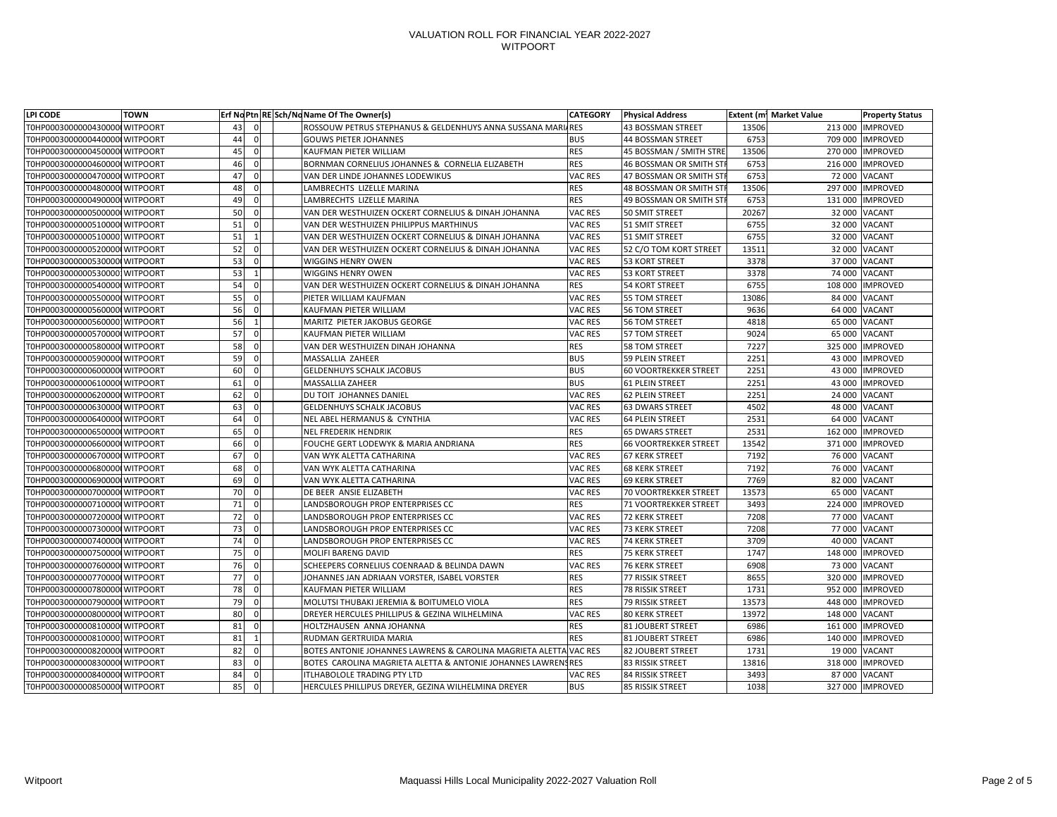# VALUATION ROLL FOR FINANCIAL YEAR 2022-2027
## WITPOORT

| LPI CODE | TOWN | Erf No | Ptn | RE | Sch/No | Name Of The Owner(s) | CATEGORY | Physical Address | Extent (m | Market Value | Property Status |
|---|---|---|---|---|---|---|---|---|---|---|---|
| T0HP00030000000430000 | WITPOORT | 43 | 0 | | | ROSSOUW PETRUS STEPHANUS & GELDENHUYS ANNA SUSSANA MARIA | RES | 43 BOSSMAN STREET | 13506 | 213 000 | IMPROVED |
| T0HP00030000000440000 | WITPOORT | 44 | 0 | | | GOUWS PIETER JOHANNES | BUS | 44 BOSSMAN STREET | 6753 | 709 000 | IMPROVED |
| T0HP00030000000450000 | WITPOORT | 45 | 0 | | | KAUFMAN PIETER WILLIAM | RES | 45 BOSSMAN / SMITH STRE | 13506 | 270 000 | IMPROVED |
| T0HP00030000000460000 | WITPOORT | 46 | 0 | | | BORNMAN CORNELIUS JOHANNES & CORNELIA ELIZABETH | RES | 46 BOSSMAN OR SMITH STR | 6753 | 216 000 | IMPROVED |
| T0HP00030000000470000 | WITPOORT | 47 | 0 | | | VAN DER LINDE JOHANNES LODEWIKUS | VAC RES | 47 BOSSMAN OR SMITH STR | 6753 | 72 000 | VACANT |
| T0HP00030000000480000 | WITPOORT | 48 | 0 | | | LAMBRECHTS LIZELLE MARINA | RES | 48 BOSSMAN OR SMITH STR | 13506 | 297 000 | IMPROVED |
| T0HP00030000000490000 | WITPOORT | 49 | 0 | | | LAMBRECHTS LIZELLE MARINA | RES | 49 BOSSMAN OR SMITH STR | 6753 | 131 000 | IMPROVED |
| T0HP00030000000500000 | WITPOORT | 50 | 0 | | | VAN DER WESTHUIZEN OCKERT CORNELIUS & DINAH JOHANNA | VAC RES | 50 SMIT STREET | 20267 | 32 000 | VACANT |
| T0HP00030000000510000 | WITPOORT | 51 | 0 | | | VAN DER WESTHUIZEN PHILIPPUS MARTHINUS | VAC RES | 51 SMIT STREET | 6755 | 32 000 | VACANT |
| T0HP00030000000510000 | WITPOORT | 51 | 1 | | | VAN DER WESTHUIZEN OCKERT CORNELIUS & DINAH JOHANNA | VAC RES | 51 SMIT STREET | 6755 | 32 000 | VACANT |
| T0HP00030000000520000 | WITPOORT | 52 | 0 | | | VAN DER WESTHUIZEN OCKERT CORNELIUS & DINAH JOHANNA | VAC RES | 52 C/O TOM KORT STREET | 13511 | 32 000 | VACANT |
| T0HP00030000000530000 | WITPOORT | 53 | 0 | | | WIGGINS HENRY OWEN | VAC RES | 53 KORT STREET | 3378 | 37 000 | VACANT |
| T0HP00030000000530000 | WITPOORT | 53 | 1 | | | WIGGINS HENRY OWEN | VAC RES | 53 KORT STREET | 3378 | 74 000 | VACANT |
| T0HP00030000000540000 | WITPOORT | 54 | 0 | | | VAN DER WESTHUIZEN OCKERT CORNELIUS & DINAH JOHANNA | RES | 54 KORT STREET | 6755 | 108 000 | IMPROVED |
| T0HP00030000000550000 | WITPOORT | 55 | 0 | | | PIETER WILLIAM KAUFMAN | VAC RES | 55 TOM STREET | 13086 | 84 000 | VACANT |
| T0HP00030000000560000 | WITPOORT | 56 | 0 | | | KAUFMAN PIETER WILLIAM | VAC RES | 56 TOM STREET | 9636 | 64 000 | VACANT |
| T0HP00030000000560000 | WITPOORT | 56 | 1 | | | MARITZ PIETER JAKOBUS GEORGE | VAC RES | 56 TOM STREET | 4818 | 65 000 | VACANT |
| T0HP00030000000570000 | WITPOORT | 57 | 0 | | | KAUFMAN PIETER WILLIAM | VAC RES | 57 TOM STREET | 9024 | 65 000 | VACANT |
| T0HP00030000000580000 | WITPOORT | 58 | 0 | | | VAN DER WESTHUIZEN DINAH JOHANNA | RES | 58 TOM STREET | 7227 | 325 000 | IMPROVED |
| T0HP00030000000590000 | WITPOORT | 59 | 0 | | | MASSALLIA ZAHEER | BUS | 59 PLEIN STREET | 2251 | 43 000 | IMPROVED |
| T0HP00030000000600000 | WITPOORT | 60 | 0 | | | GELDENHUYS SCHALK JACOBUS | BUS | 60 VOORTREKKER STREET | 2251 | 43 000 | IMPROVED |
| T0HP00030000000610000 | WITPOORT | 61 | 0 | | | MASSALLIA ZAHEER | BUS | 61 PLEIN STREET | 2251 | 43 000 | IMPROVED |
| T0HP00030000000620000 | WITPOORT | 62 | 0 | | | DU TOIT JOHANNES DANIEL | VAC RES | 62 PLEIN STREET | 2251 | 24 000 | VACANT |
| T0HP00030000000630000 | WITPOORT | 63 | 0 | | | GELDENHUYS SCHALK JACOBUS | VAC RES | 63 DWARS STREET | 4502 | 48 000 | VACANT |
| T0HP00030000000640000 | WITPOORT | 64 | 0 | | | NEL ABEL HERMANUS & CYNTHIA | VAC RES | 64 PLEIN STREET | 2531 | 64 000 | VACANT |
| T0HP00030000000650000 | WITPOORT | 65 | 0 | | | NEL FREDERIK HENDRIK | RES | 65 DWARS STREET | 2531 | 162 000 | IMPROVED |
| T0HP00030000000660000 | WITPOORT | 66 | 0 | | | FOUCHE GERT LODEWYK & MARIA ANDRIANA | RES | 66 VOORTREKKER STREET | 13542 | 371 000 | IMPROVED |
| T0HP00030000000670000 | WITPOORT | 67 | 0 | | | VAN WYK ALETTA CATHARINA | VAC RES | 67 KERK STREET | 7192 | 76 000 | VACANT |
| T0HP00030000000680000 | WITPOORT | 68 | 0 | | | VAN WYK ALETTA CATHARINA | VAC RES | 68 KERK STREET | 7192 | 76 000 | VACANT |
| T0HP00030000000690000 | WITPOORT | 69 | 0 | | | VAN WYK ALETTA CATHARINA | VAC RES | 69 KERK STREET | 7769 | 82 000 | VACANT |
| T0HP00030000000700000 | WITPOORT | 70 | 0 | | | DE BEER ANSIE ELIZABETH | VAC RES | 70 VOORTREKKER STREET | 13573 | 65 000 | VACANT |
| T0HP00030000000710000 | WITPOORT | 71 | 0 | | | LANDSBOROUGH PROP ENTERPRISES CC | RES | 71 VOORTREKKER STREET | 3493 | 224 000 | IMPROVED |
| T0HP00030000000720000 | WITPOORT | 72 | 0 | | | LANDSBOROUGH PROP ENTERPRISES CC | VAC RES | 72 KERK STREET | 7208 | 77 000 | VACANT |
| T0HP00030000000730000 | WITPOORT | 73 | 0 | | | LANDSBOROUGH PROP ENTERPRISES CC | VAC RES | 73 KERK STREET | 7208 | 77 000 | VACANT |
| T0HP00030000000740000 | WITPOORT | 74 | 0 | | | LANDSBOROUGH PROP ENTERPRISES CC | VAC RES | 74 KERK STREET | 3709 | 40 000 | VACANT |
| T0HP00030000000750000 | WITPOORT | 75 | 0 | | | MOLIFI BARENG DAVID | RES | 75 KERK STREET | 1747 | 148 000 | IMPROVED |
| T0HP00030000000760000 | WITPOORT | 76 | 0 | | | SCHEEPERS CORNELIUS COENRAAD & BELINDA DAWN | VAC RES | 76 KERK STREET | 6908 | 73 000 | VACANT |
| T0HP00030000000770000 | WITPOORT | 77 | 0 | | | JOHANNES JAN ADRIAAN VORSTER, ISABEL VORSTER | RES | 77 RISSIK STREET | 8655 | 320 000 | IMPROVED |
| T0HP00030000000780000 | WITPOORT | 78 | 0 | | | KAUFMAN PIETER WILLIAM | RES | 78 RISSIK STREET | 1731 | 952 000 | IMPROVED |
| T0HP00030000000790000 | WITPOORT | 79 | 0 | | | MOLUTSI THUBAKI JEREMIA & BOITUMELO VIOLA | RES | 79 RISSIK STREET | 13573 | 448 000 | IMPROVED |
| T0HP00030000000800000 | WITPOORT | 80 | 0 | | | DREYER HERCULES PHILLIPUS & GEZINA WILHELMINA | VAC RES | 80 KERK STREET | 13972 | 148 000 | VACANT |
| T0HP00030000000810000 | WITPOORT | 81 | 0 | | | HOLTZHAUSEN ANNA JOHANNA | RES | 81 JOUBERT STREET | 6986 | 161 000 | IMPROVED |
| T0HP00030000000810000 | WITPOORT | 81 | 1 | | | RUDMAN GERTRUIDA MARIA | RES | 81 JOUBERT STREET | 6986 | 140 000 | IMPROVED |
| T0HP00030000000820000 | WITPOORT | 82 | 0 | | | BOTES ANTONIE JOHANNES LAWRENS & CAROLINA MAGRIETA ALETTA | VAC RES | 82 JOUBERT STREET | 1731 | 19 000 | VACANT |
| T0HP00030000000830000 | WITPOORT | 83 | 0 | | | BOTES CAROLINA MAGRIETA ALETTA & ANTONIE JOHANNES LAWRENS | RES | 83 RISSIK STREET | 13816 | 318 000 | IMPROVED |
| T0HP00030000000840000 | WITPOORT | 84 | 0 | | | ITLHABOLOLE TRADING PTY LTD | VAC RES | 84 RISSIK STREET | 3493 | 87 000 | VACANT |
| T0HP00030000000850000 | WITPOORT | 85 | 0 | | | HERCULES PHILLIPUS DREYER, GEZINA WILHELMINA DREYER | BUS | 85 RISSIK STREET | 1038 | 327 000 | IMPROVED |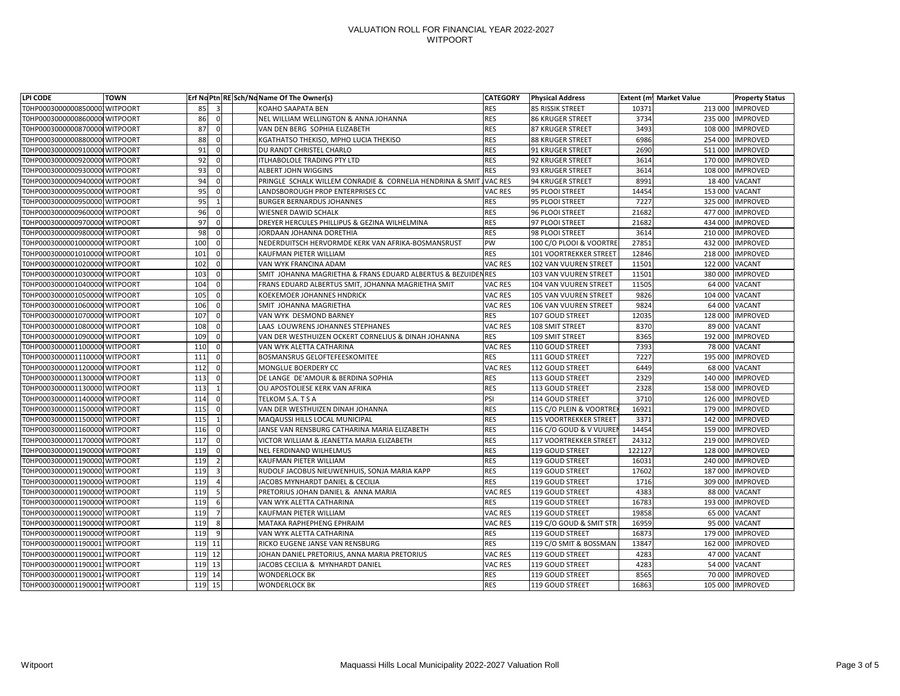# VALUATION ROLL FOR FINANCIAL YEAR 2022-2027
## WITPOORT

| LPI CODE | TOWN | Erf No | Ptn | RE | Sch/No | Name Of The Owner(s) | CATEGORY | Physical Address | Extent (m | Market Value | Property Status |
|---|---|---|---|---|---|---|---|---|---|---|---|
| T0HP00030000008500003 | WITPOORT | 85 | 3 | | | KOAHO SAAPATA BEN | RES | 85 RISSIK STREET | 10371 | 213 000 | IMPROVED |
| T0HP0003000000860000 | WITPOORT | 86 | 0 | | | NEL WILLIAM WELLINGTON & ANNA JOHANNA | RES | 86 KRUGER STREET | 3734 | 235 000 | IMPROVED |
| T0HP0003000000870000 | WITPOORT | 87 | 0 | | | VAN DEN BERG SOPHIA ELIZABETH | RES | 87 KRUGER STREET | 3493 | 108 000 | IMPROVED |
| T0HP0003000000880000 | WITPOORT | 88 | 0 | | | KGATHATSO THEKISO, MPHO LUCIA THEKISO | RES | 88 KRUGER STREET | 6986 | 254 000 | IMPROVED |
| T0HP0003000000910000 | WITPOORT | 91 | 0 | | | DU RANDT CHRISTEL CHARLO | RES | 91 KRUGER STREET | 2690 | 511 000 | IMPROVED |
| T0HP0003000000920000 | WITPOORT | 92 | 0 | | | ITLHABOLOLE TRADING PTY LTD | RES | 92 KRUGER STREET | 3614 | 170 000 | IMPROVED |
| T0HP0003000000930000 | WITPOORT | 93 | 0 | | | ALBERT JOHN WIGGINS | RES | 93 KRUGER STREET | 3614 | 108 000 | IMPROVED |
| T0HP0003000000940000 | WITPOORT | 94 | 0 | | | PRINGLE SCHALK WILLEM CONRADIE & CORNELIA HENDRINA & SMIT J | VAC RES | 94 KRUGER STREET | 8991 | 18 400 | VACANT |
| T0HP0003000000950000 | WITPOORT | 95 | 0 | | | LANDSBOROUGH PROP ENTERPRISES CC | VAC RES | 95 PLOOI STREET | 14454 | 153 000 | VACANT |
| T0HP0003000000950001 | WITPOORT | 95 | 1 | | | BURGER BERNARDUS JOHANNES | RES | 95 PLOOI STREET | 7227 | 325 000 | IMPROVED |
| T0HP0003000000960000 | WITPOORT | 96 | 0 | | | WIESNER DAWID SCHALK | RES | 96 PLOOI STREET | 21682 | 477 000 | IMPROVED |
| T0HP0003000000970000 | WITPOORT | 97 | 0 | | | DREYER HERCULES PHILLIPUS & GEZINA WILHELMINA | RES | 97 PLOOI STREET | 21682 | 434 000 | IMPROVED |
| T0HP0003000000980000 | WITPOORT | 98 | 0 | | | JORDAAN JOHANNA DORETHIA | RES | 98 PLOOI STREET | 3614 | 210 000 | IMPROVED |
| T0HP0003000001000000 | WITPOORT | 100 | 0 | | | NEDERDUITSCH HERVORMDE KERK VAN AFRIKA-BOSMANSRUST | PW | 100 C/O PLOOI & VOORTRE | 27851 | 432 000 | IMPROVED |
| T0HP0003000001010000 | WITPOORT | 101 | 0 | | | KAUFMAN PIETER WILLIAM | RES | 101 VOORTREKKER STREET | 12846 | 218 000 | IMPROVED |
| T0HP0003000001020000 | WITPOORT | 102 | 0 | | | VAN WYK FRANCINA ADAM | VAC RES | 102 VAN VUUREN STREET | 11501 | 122 000 | VACANT |
| T0HP0003000001030000 | WITPOORT | 103 | 0 | | | SMIT JOHANNA MAGRIETHA & FRANS EDUARD ALBERTUS & BEZUIDEN | RES | 103 VAN VUUREN STREET | 11501 | 380 000 | IMPROVED |
| T0HP0003000001040000 | WITPOORT | 104 | 0 | | | FRANS EDUARD ALBERTUS SMIT, JOHANNA MAGRIETHA SMIT | VAC RES | 104 VAN VUUREN STREET | 11505 | 64 000 | VACANT |
| T0HP0003000001050000 | WITPOORT | 105 | 0 | | | KOEKEMOER JOHANNES HNDRICK | VAC RES | 105 VAN VUUREN STREET | 9826 | 104 000 | VACANT |
| T0HP0003000001060000 | WITPOORT | 106 | 0 | | | SMIT JOHANNA MAGRIETHA | VAC RES | 106 VAN VUUREN STREET | 9824 | 64 000 | VACANT |
| T0HP0003000001070000 | WITPOORT | 107 | 0 | | | VAN WYK DESMOND BARNEY | RES | 107 GOUD STREET | 12035 | 128 000 | IMPROVED |
| T0HP0003000001080000 | WITPOORT | 108 | 0 | | | LAAS LOUWRENS JOHANNES STEPHANES | VAC RES | 108 SMIT STREET | 8370 | 89 000 | VACANT |
| T0HP0003000001090000 | WITPOORT | 109 | 0 | | | VAN DER WESTHUIZEN OCKERT CORNELIUS & DINAH JOHANNA | RES | 109 SMIT STREET | 8365 | 192 000 | IMPROVED |
| T0HP0003000001100000 | WITPOORT | 110 | 0 | | | VAN WYK ALETTA CATHARINA | VAC RES | 110 GOUD STREET | 7393 | 78 000 | VACANT |
| T0HP0003000001110000 | WITPOORT | 111 | 0 | | | BOSMANSRUS GELOFTEFEESKOMITEE | RES | 111 GOUD STREET | 7227 | 195 000 | IMPROVED |
| T0HP0003000001120000 | WITPOORT | 112 | 0 | | | MONGLUE BOERDERY CC | VAC RES | 112 GOUD STREET | 6449 | 68 000 | VACANT |
| T0HP0003000001130000 | WITPOORT | 113 | 0 | | | DE LANGE DE'AMOUR & BERDINA SOPHIA | RES | 113 GOUD STREET | 2329 | 140 000 | IMPROVED |
| T0HP0003000001130001 | WITPOORT | 113 | 1 | | | OU APOSTOLIESE KERK VAN AFRIKA | RES | 113 GOUD STREET | 2328 | 158 000 | IMPROVED |
| T0HP0003000001140000 | WITPOORT | 114 | 0 | | | TELKOM S.A. T S A | PSI | 114 GOUD STREET | 3710 | 126 000 | IMPROVED |
| T0HP0003000001150000 | WITPOORT | 115 | 0 | | | VAN DER WESTHUIZEN DINAH JOHANNA | RES | 115 C/O PLEIN & VOORTREK | 16921 | 179 000 | IMPROVED |
| T0HP0003000001150001 | WITPOORT | 115 | 1 | | | MAQAUSSI HILLS LOCAL MUNICIPAL | RES | 115 VOORTREKKER STREET | 3371 | 142 000 | IMPROVED |
| T0HP0003000001160000 | WITPOORT | 116 | 0 | | | JANSE VAN RENSBURG CATHARINA MARIA ELIZABETH | RES | 116 C/O GOUD & V VUUREN | 14454 | 159 000 | IMPROVED |
| T0HP0003000001170000 | WITPOORT | 117 | 0 | | | VICTOR WILLIAM & JEANETTA MARIA ELIZABETH | RES | 117 VOORTREKKER STREET | 24312 | 219 000 | IMPROVED |
| T0HP0003000001190000 | WITPOORT | 119 | 0 | | | NEL FERDINAND WILHELMUS | RES | 119 GOUD STREET | 122127 | 128 000 | IMPROVED |
| T0HP0003000001190002 | WITPOORT | 119 | 2 | | | KAUFMAN PIETER WILLIAM | RES | 119 GOUD STREET | 16031 | 240 000 | IMPROVED |
| T0HP0003000001190003 | WITPOORT | 119 | 3 | | | RUDOLF JACOBUS NIEUWENHUIS, SONJA MARIA KAPP | RES | 119 GOUD STREET | 17602 | 187 000 | IMPROVED |
| T0HP0003000001190004 | WITPOORT | 119 | 4 | | | JACOBS MYNHARDT DANIEL & CECILIA | RES | 119 GOUD STREET | 1716 | 309 000 | IMPROVED |
| T0HP0003000001190005 | WITPOORT | 119 | 5 | | | PRETORIUS JOHAN DANIEL & ANNA MARIA | VAC RES | 119 GOUD STREET | 4383 | 88 000 | VACANT |
| T0HP0003000001190006 | WITPOORT | 119 | 6 | | | VAN WYK ALETTA CATHARINA | RES | 119 GOUD STREET | 16783 | 193 000 | IMPROVED |
| T0HP0003000001190007 | WITPOORT | 119 | 7 | | | KAUFMAN PIETER WILLIAM | VAC RES | 119 GOUD STREET | 19858 | 65 000 | VACANT |
| T0HP0003000001190008 | WITPOORT | 119 | 8 | | | MATAKA RAPHEPHENG EPHRAIM | VAC RES | 119 C/O GOUD & SMIT STR | 16959 | 95 000 | VACANT |
| T0HP0003000001190009 | WITPOORT | 119 | 9 | | | VAN WYK ALETTA CATHARINA | RES | 119 GOUD STREET | 16873 | 179 000 | IMPROVED |
| T0HP0003000001190011 | WITPOORT | 119 | 11 | | | RICKO EUGENE JANSE VAN RENSBURG | RES | 119 C/O SMIT & BOSSMAN | 13847 | 162 000 | IMPROVED |
| T0HP0003000001190012 | WITPOORT | 119 | 12 | | | JOHAN DANIEL PRETORIUS, ANNA MARIA PRETORIUS | VAC RES | 119 GOUD STREET | 4283 | 47 000 | VACANT |
| T0HP0003000001190013 | WITPOORT | 119 | 13 | | | JACOBS CECILIA & MYNHARDT DANIEL | VAC RES | 119 GOUD STREET | 4283 | 54 000 | VACANT |
| T0HP0003000001190014 | WITPOORT | 119 | 14 | | | WONDERLOCK BK | RES | 119 GOUD STREET | 8565 | 70 000 | IMPROVED |
| T0HP0003000001190015 | WITPOORT | 119 | 15 | | | WONDERLOCK BK | RES | 119 GOUD STREET | 16863 | 105 000 | IMPROVED |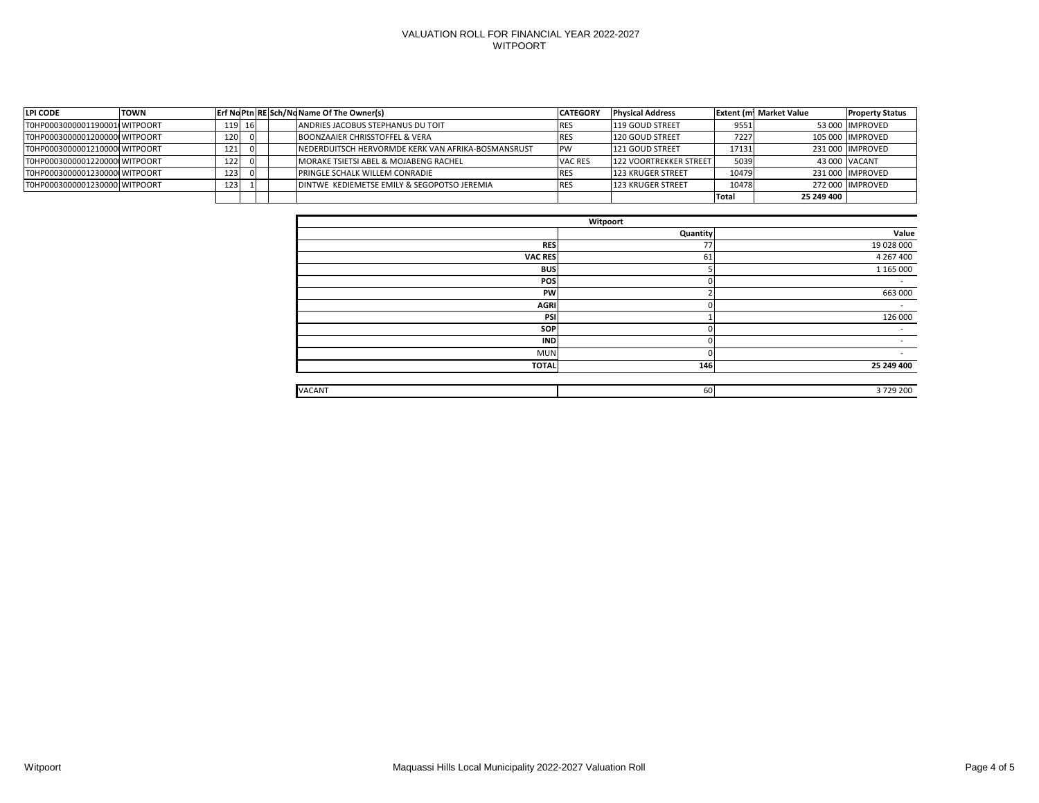# VALUATION ROLL FOR FINANCIAL YEAR 2022-2027
## WITPOORT

| LPI CODE | TOWN | Erf No | Ptn | RE | Sch/No | Name Of The Owner(s) | CATEGORY | Physical Address | Extent (m | Market Value | Property Status |
|---|---|---|---|---|---|---|---|---|---|---|---|
| T0HP00030000011900016 | WITPOORT | 119 | 16 | | | ANDRIES JACOBUS STEPHANUS DU TOIT | RES | 119 GOUD STREET | 9551 | 53 000 | IMPROVED |
| T0HP0003000001200000 | WITPOORT | 120 | 0 | | | BOONZAAIER CHRISSTOFFEL & VERA | RES | 120 GOUD STREET | 7227 | 105 000 | IMPROVED |
| T0HP0003000001210000 | WITPOORT | 121 | 0 | | | NEDERDUITSCH HERVORMDE KERK VAN AFRIKA-BOSMANSRUST | PW | 121 GOUD STREET | 17131 | 231 000 | IMPROVED |
| T0HP0003000001220000 | WITPOORT | 122 | 0 | | | MORAKE TSIETSI ABEL & MOJABENG RACHEL | VAC RES | 122 VOORTREKKER STREET | 5039 | 43 000 | VACANT |
| T0HP0003000001230000 | WITPOORT | 123 | 0 | | | PRINGLE SCHALK WILLEM CONRADIE | RES | 123 KRUGER STREET | 10479 | 231 000 | IMPROVED |
| T0HP0003000001230000 | WITPOORT | 123 | 1 | | | DINTWE KEDIEMETSE EMILY & SEGOPOTSO JEREMIA | RES | 123 KRUGER STREET | 10478 | 272 000 | IMPROVED |
| | | | | | | | | | Total | 25 249 400 | |

| Witpoort | Quantity | Value |
|---|---|---|
| RES | 77 | 19 028 000 |
| VAC RES | 61 | 4 267 400 |
| BUS | 5 | 1 165 000 |
| POS | 0 | - |
| PW | 2 | 663 000 |
| AGRI | 0 | - |
| PSI | 1 | 126 000 |
| SOP | 0 | - |
| IND | 0 | - |
| MUN | 0 | - |
| **TOTAL** | **146** | **25 249 400** |
| VACANT | 60 | 3 729 200 |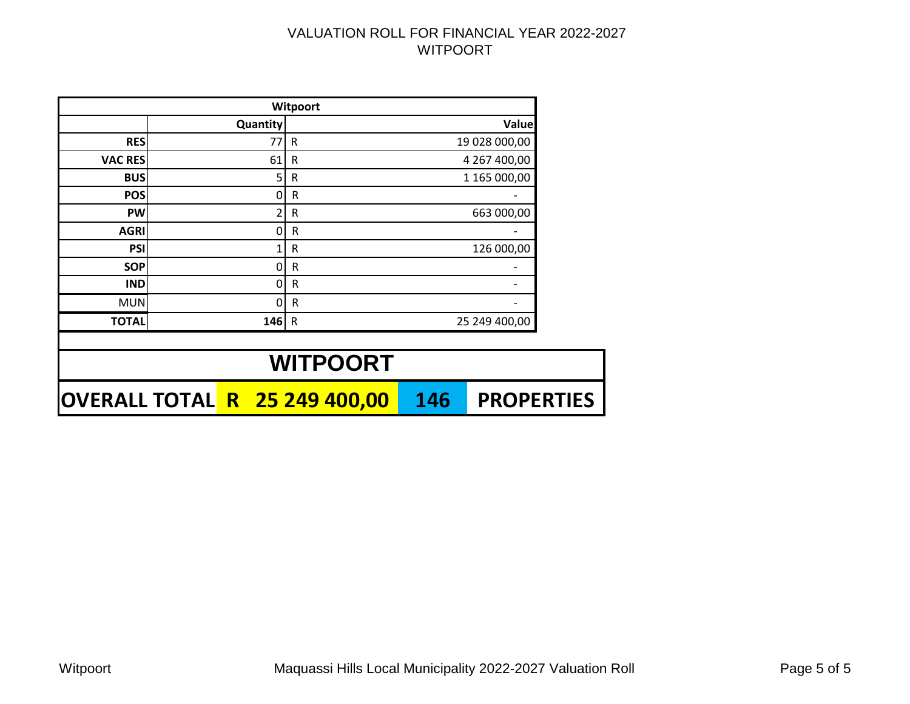# VALUATION ROLL FOR FINANCIAL YEAR 2022-2027
## WITPOORT

| Witpoort | | | |
|---|---|---|---|
| | Quantity | | Value |
| RES | 77 | R | 19 028 000,00 |
| VAC RES | 61 | R | 4 267 400,00 |
| BUS | 5 | R | 1 165 000,00 |
| POS | 0 | R | - |
| PW | 2 | R | 663 000,00 |
| AGRI | 0 | R | - |
| PSI | 1 | R | 126 000,00 |
| SOP | 0 | R | - |
| IND | 0 | R | - |
| MUN | 0 | R | - |
| **TOTAL** | **146** | R | 25 249 400,00 |

| WITPOORT | | | |
|---|---|---|---|
| **OVERALL TOTAL** | **R 25 249 400,00** | **146** | **PROPERTIES** |